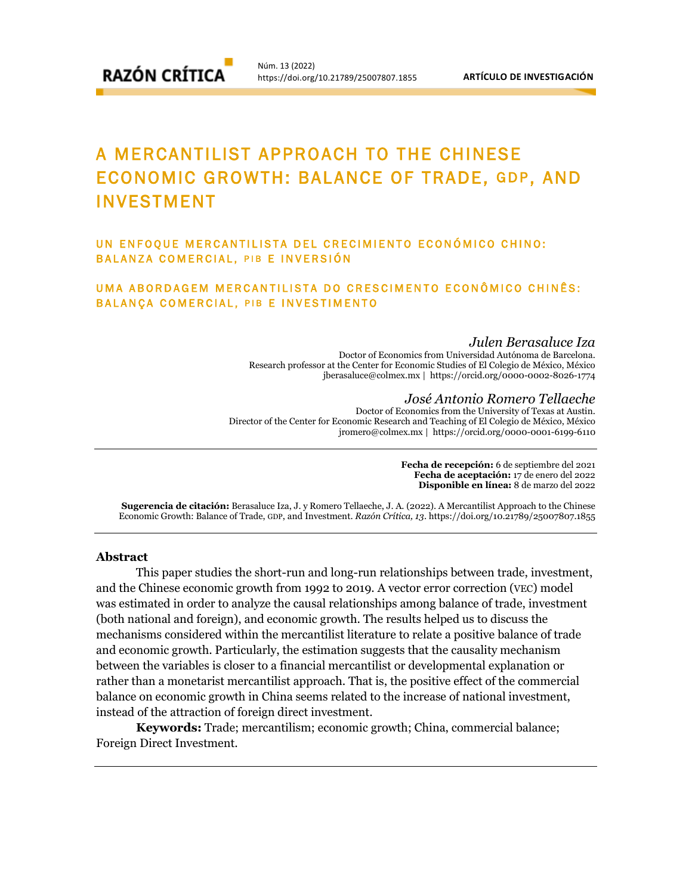# A MERCANTILIST APPROACH TO THE CHINESE ECONOMIC GROWTH: BALANCE OF TRADE, GDP, AND INVESTMENT

## UN ENFOQUE MERCANTILISTA DEL CRECIMIENTO ECONÓMICO CHINO: BALANZA COMERCIAL, PIB E INVERSIÓN

## UMA ABORDAGEM MERCANTILISTA DO CRESCIMENTO ECONÔMICO CHINÊS: BALANÇA COMERCIAL, PIB E INVESTIMENTO

*Julen Berasaluce Iza*
Doctor of Economics from Universidad Autónoma de Barcelona.
Research professor at the Center for Economic Studies of El Colegio de México, México
jberasaluce@colmex.mx | https://orcid.org/0000-0002-8026-1774

*José Antonio Romero Tellaeche*
Doctor of Economics from the University of Texas at Austin.
Director of the Center for Economic Research and Teaching of El Colegio de México, México
jromero@colmex.mx | https://orcid.org/0000-0001-6199-6110

**Fecha de recepción:** 6 de septiembre del 2021
**Fecha de aceptación:** 17 de enero del 2022
**Disponible en línea:** 8 de marzo del 2022

**Sugerencia de citación:** Berasaluce Iza, J. y Romero Tellaeche, J. A. (2022). A Mercantilist Approach to the Chinese Economic Growth: Balance of Trade, GDP, and Investment. *Razón Crítica, 13*. https://doi.org/10.21789/25007807.1855

### Abstract

This paper studies the short-run and long-run relationships between trade, investment, and the Chinese economic growth from 1992 to 2019. A vector error correction (VEC) model was estimated in order to analyze the causal relationships among balance of trade, investment (both national and foreign), and economic growth. The results helped us to discuss the mechanisms considered within the mercantilist literature to relate a positive balance of trade and economic growth. Particularly, the estimation suggests that the causality mechanism between the variables is closer to a financial mercantilist or developmental explanation or rather than a monetarist mercantilist approach. That is, the positive effect of the commercial balance on economic growth in China seems related to the increase of national investment, instead of the attraction of foreign direct investment.

**Keywords:** Trade; mercantilism; economic growth; China, commercial balance; Foreign Direct Investment.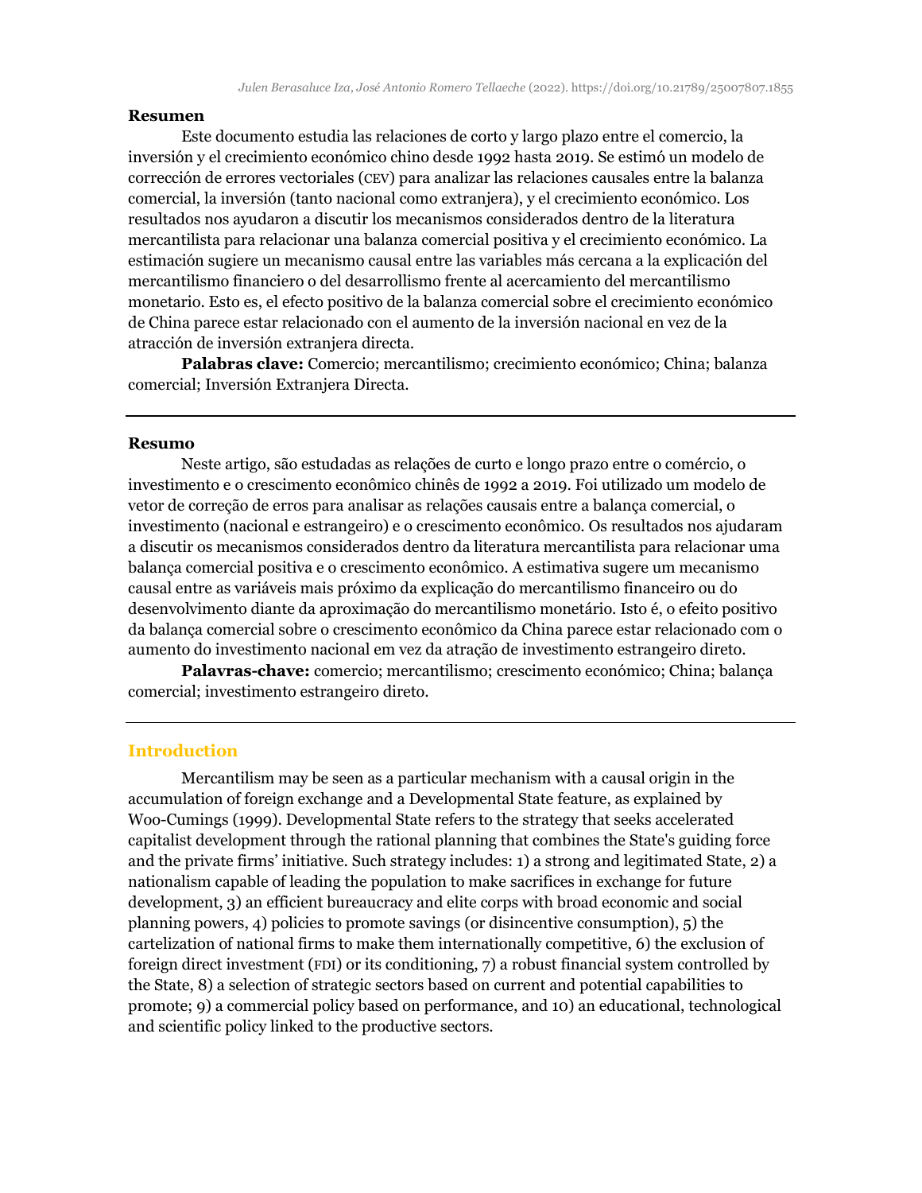## Resumen

Este documento estudia las relaciones de corto y largo plazo entre el comercio, la inversión y el crecimiento económico chino desde 1992 hasta 2019. Se estimó un modelo de corrección de errores vectoriales (CEV) para analizar las relaciones causales entre la balanza comercial, la inversión (tanto nacional como extranjera), y el crecimiento económico. Los resultados nos ayudaron a discutir los mecanismos considerados dentro de la literatura mercantilista para relacionar una balanza comercial positiva y el crecimiento económico. La estimación sugiere un mecanismo causal entre las variables más cercana a la explicación del mercantilismo financiero o del desarrollismo frente al acercamiento del mercantilismo monetario. Esto es, el efecto positivo de la balanza comercial sobre el crecimiento económico de China parece estar relacionado con el aumento de la inversión nacional en vez de la atracción de inversión extranjera directa.

**Palabras clave:** Comercio; mercantilismo; crecimiento económico; China; balanza comercial; Inversión Extranjera Directa.

---

## Resumo

Neste artigo, são estudadas as relações de curto e longo prazo entre o comércio, o investimento e o crescimento econômico chinês de 1992 a 2019. Foi utilizado um modelo de vetor de correção de erros para analisar as relações causais entre a balança comercial, o investimento (nacional e estrangeiro) e o crescimento econômico. Os resultados nos ajudaram a discutir os mecanismos considerados dentro da literatura mercantilista para relacionar uma balança comercial positiva e o crescimento econômico. A estimativa sugere um mecanismo causal entre as variáveis mais próximo da explicação do mercantilismo financeiro ou do desenvolvimento diante da aproximação do mercantilismo monetário. Isto é, o efeito positivo da balança comercial sobre o crescimento econômico da China parece estar relacionado com o aumento do investimento nacional em vez da atração de investimento estrangeiro direto.

**Palavras-chave:** comercio; mercantilismo; crescimento económico; China; balança comercial; investimento estrangeiro direto.

---

## Introduction

Mercantilism may be seen as a particular mechanism with a causal origin in the accumulation of foreign exchange and a Developmental State feature, as explained by Woo-Cumings (1999). Developmental State refers to the strategy that seeks accelerated capitalist development through the rational planning that combines the State's guiding force and the private firms' initiative. Such strategy includes: 1) a strong and legitimated State, 2) a nationalism capable of leading the population to make sacrifices in exchange for future development, 3) an efficient bureaucracy and elite corps with broad economic and social planning powers, 4) policies to promote savings (or disincentive consumption), 5) the cartelization of national firms to make them internationally competitive, 6) the exclusion of foreign direct investment (FDI) or its conditioning, 7) a robust financial system controlled by the State, 8) a selection of strategic sectors based on current and potential capabilities to promote; 9) a commercial policy based on performance, and 10) an educational, technological and scientific policy linked to the productive sectors.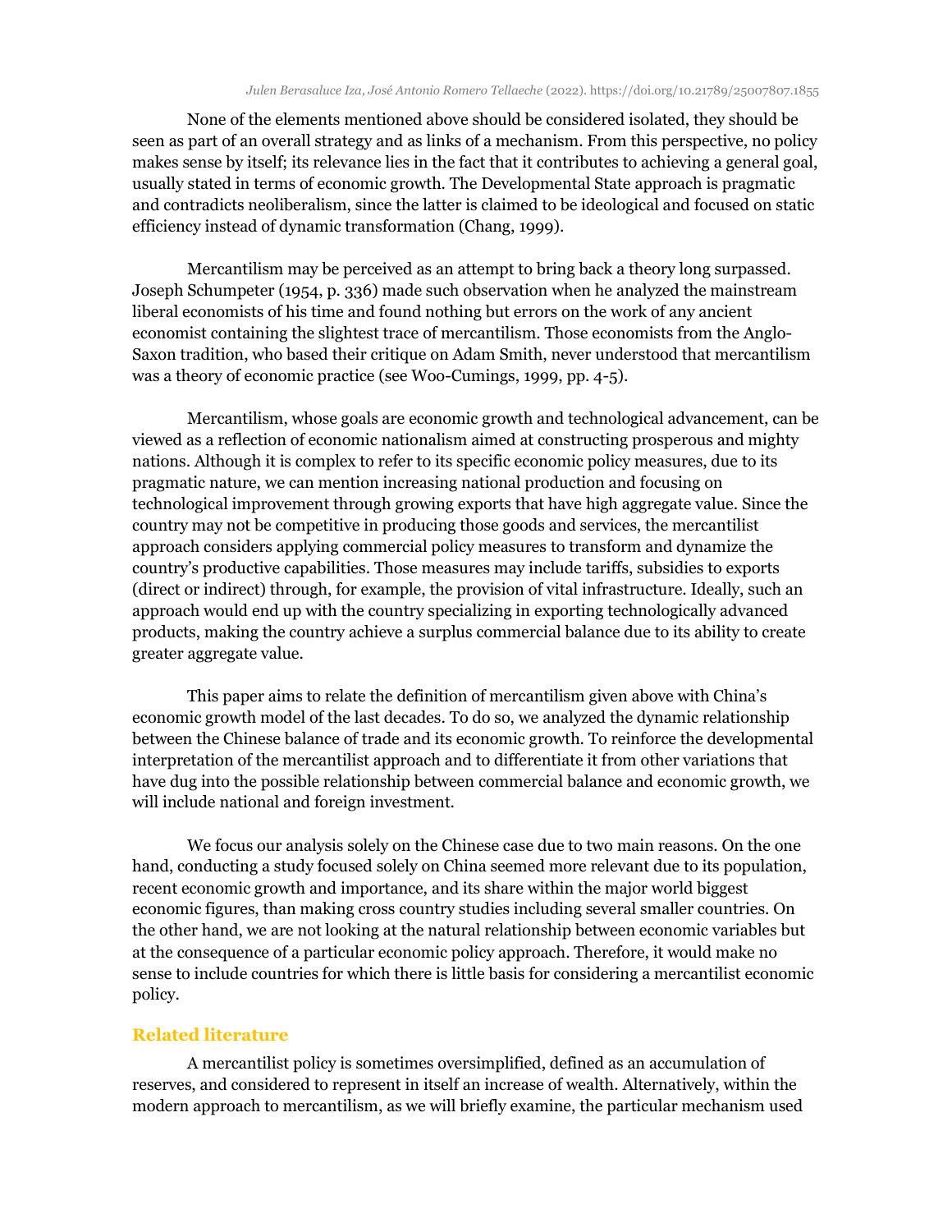None of the elements mentioned above should be considered isolated, they should be seen as part of an overall strategy and as links of a mechanism. From this perspective, no policy makes sense by itself; its relevance lies in the fact that it contributes to achieving a general goal, usually stated in terms of economic growth. The Developmental State approach is pragmatic and contradicts neoliberalism, since the latter is claimed to be ideological and focused on static efficiency instead of dynamic transformation (Chang, 1999).

Mercantilism may be perceived as an attempt to bring back a theory long surpassed. Joseph Schumpeter (1954, p. 336) made such observation when he analyzed the mainstream liberal economists of his time and found nothing but errors on the work of any ancient economist containing the slightest trace of mercantilism. Those economists from the Anglo-Saxon tradition, who based their critique on Adam Smith, never understood that mercantilism was a theory of economic practice (see Woo-Cumings, 1999, pp. 4-5).

Mercantilism, whose goals are economic growth and technological advancement, can be viewed as a reflection of economic nationalism aimed at constructing prosperous and mighty nations. Although it is complex to refer to its specific economic policy measures, due to its pragmatic nature, we can mention increasing national production and focusing on technological improvement through growing exports that have high aggregate value. Since the country may not be competitive in producing those goods and services, the mercantilist approach considers applying commercial policy measures to transform and dynamize the country's productive capabilities. Those measures may include tariffs, subsidies to exports (direct or indirect) through, for example, the provision of vital infrastructure. Ideally, such an approach would end up with the country specializing in exporting technologically advanced products, making the country achieve a surplus commercial balance due to its ability to create greater aggregate value.

This paper aims to relate the definition of mercantilism given above with China's economic growth model of the last decades. To do so, we analyzed the dynamic relationship between the Chinese balance of trade and its economic growth. To reinforce the developmental interpretation of the mercantilist approach and to differentiate it from other variations that have dug into the possible relationship between commercial balance and economic growth, we will include national and foreign investment.

We focus our analysis solely on the Chinese case due to two main reasons. On the one hand, conducting a study focused solely on China seemed more relevant due to its population, recent economic growth and importance, and its share within the major world biggest economic figures, than making cross country studies including several smaller countries. On the other hand, we are not looking at the natural relationship between economic variables but at the consequence of a particular economic policy approach. Therefore, it would make no sense to include countries for which there is little basis for considering a mercantilist economic policy.

## Related literature

A mercantilist policy is sometimes oversimplified, defined as an accumulation of reserves, and considered to represent in itself an increase of wealth. Alternatively, within the modern approach to mercantilism, as we will briefly examine, the particular mechanism used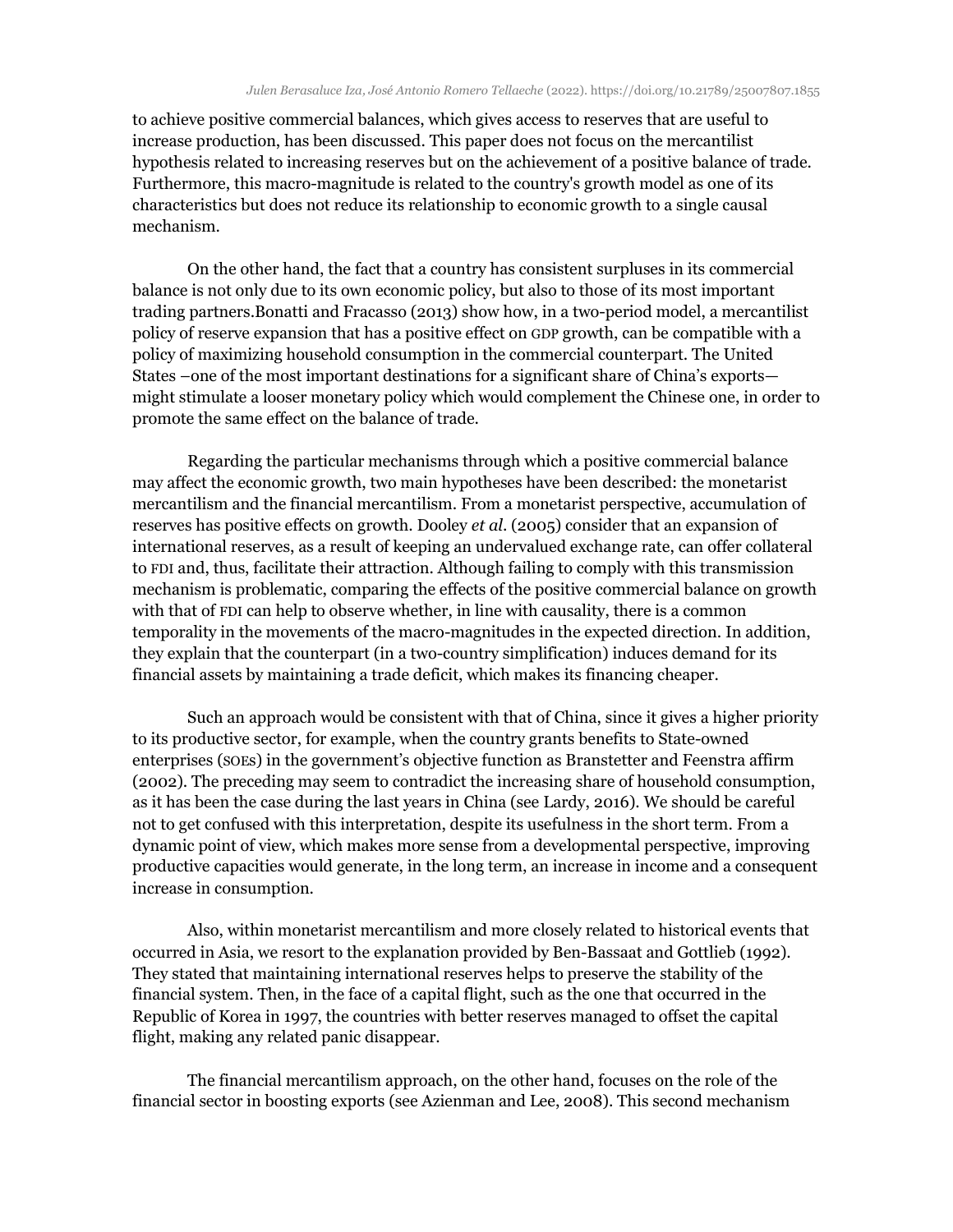to achieve positive commercial balances, which gives access to reserves that are useful to increase production, has been discussed. This paper does not focus on the mercantilist hypothesis related to increasing reserves but on the achievement of a positive balance of trade. Furthermore, this macro-magnitude is related to the country's growth model as one of its characteristics but does not reduce its relationship to economic growth to a single causal mechanism.

On the other hand, the fact that a country has consistent surpluses in its commercial balance is not only due to its own economic policy, but also to those of its most important trading partners.Bonatti and Fracasso (2013) show how, in a two-period model, a mercantilist policy of reserve expansion that has a positive effect on GDP growth, can be compatible with a policy of maximizing household consumption in the commercial counterpart. The United States –one of the most important destinations for a significant share of China's exports— might stimulate a looser monetary policy which would complement the Chinese one, in order to promote the same effect on the balance of trade.

Regarding the particular mechanisms through which a positive commercial balance may affect the economic growth, two main hypotheses have been described: the monetarist mercantilism and the financial mercantilism. From a monetarist perspective, accumulation of reserves has positive effects on growth. Dooley *et al.* (2005) consider that an expansion of international reserves, as a result of keeping an undervalued exchange rate, can offer collateral to FDI and, thus, facilitate their attraction. Although failing to comply with this transmission mechanism is problematic, comparing the effects of the positive commercial balance on growth with that of FDI can help to observe whether, in line with causality, there is a common temporality in the movements of the macro-magnitudes in the expected direction. In addition, they explain that the counterpart (in a two-country simplification) induces demand for its financial assets by maintaining a trade deficit, which makes its financing cheaper.

Such an approach would be consistent with that of China, since it gives a higher priority to its productive sector, for example, when the country grants benefits to State-owned enterprises (SOEs) in the government's objective function as Branstetter and Feenstra affirm (2002). The preceding may seem to contradict the increasing share of household consumption, as it has been the case during the last years in China (see Lardy, 2016). We should be careful not to get confused with this interpretation, despite its usefulness in the short term. From a dynamic point of view, which makes more sense from a developmental perspective, improving productive capacities would generate, in the long term, an increase in income and a consequent increase in consumption.

Also, within monetarist mercantilism and more closely related to historical events that occurred in Asia, we resort to the explanation provided by Ben-Bassaat and Gottlieb (1992). They stated that maintaining international reserves helps to preserve the stability of the financial system. Then, in the face of a capital flight, such as the one that occurred in the Republic of Korea in 1997, the countries with better reserves managed to offset the capital flight, making any related panic disappear.

The financial mercantilism approach, on the other hand, focuses on the role of the financial sector in boosting exports (see Azienman and Lee, 2008). This second mechanism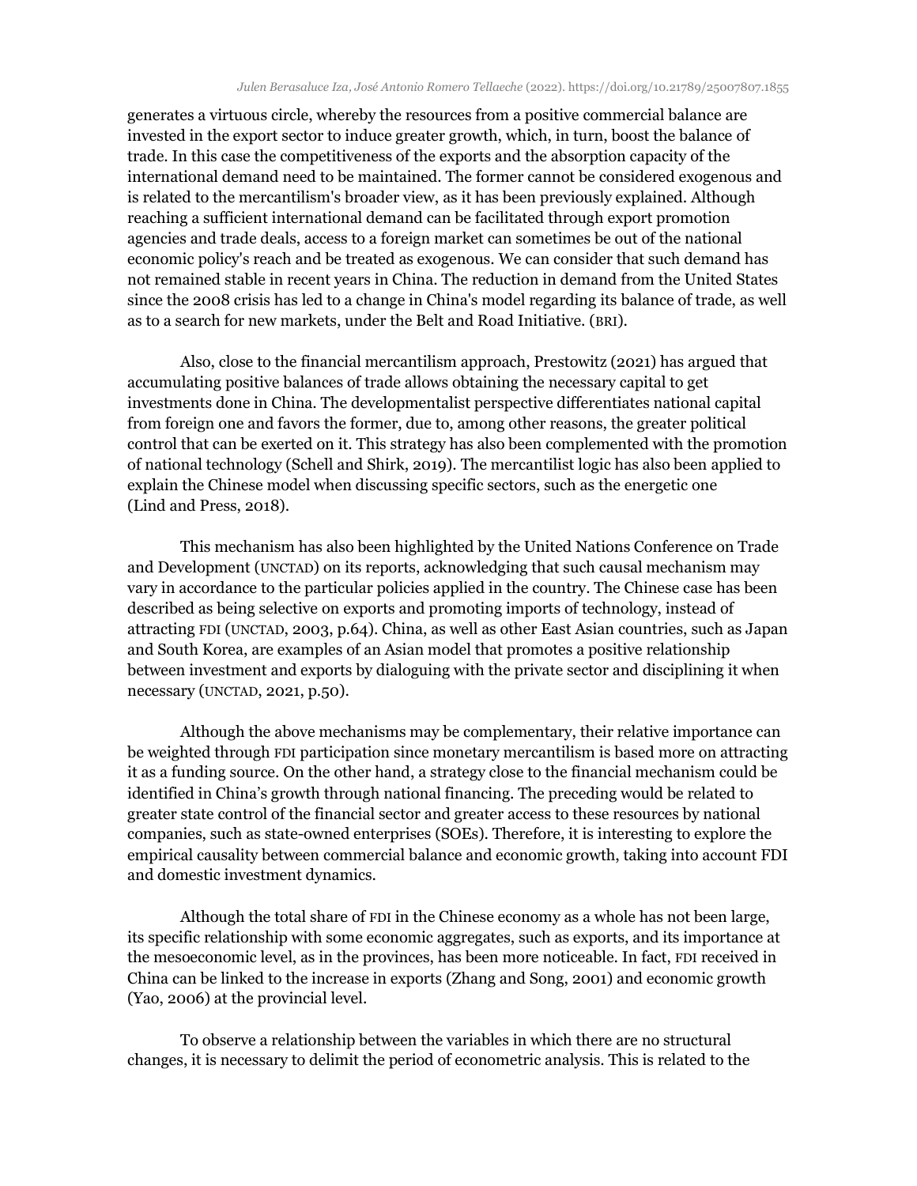generates a virtuous circle, whereby the resources from a positive commercial balance are invested in the export sector to induce greater growth, which, in turn, boost the balance of trade. In this case the competitiveness of the exports and the absorption capacity of the international demand need to be maintained. The former cannot be considered exogenous and is related to the mercantilism's broader view, as it has been previously explained. Although reaching a sufficient international demand can be facilitated through export promotion agencies and trade deals, access to a foreign market can sometimes be out of the national economic policy's reach and be treated as exogenous. We can consider that such demand has not remained stable in recent years in China. The reduction in demand from the United States since the 2008 crisis has led to a change in China's model regarding its balance of trade, as well as to a search for new markets, under the Belt and Road Initiative. (BRI).

Also, close to the financial mercantilism approach, Prestowitz (2021) has argued that accumulating positive balances of trade allows obtaining the necessary capital to get investments done in China. The developmentalist perspective differentiates national capital from foreign one and favors the former, due to, among other reasons, the greater political control that can be exerted on it. This strategy has also been complemented with the promotion of national technology (Schell and Shirk, 2019). The mercantilist logic has also been applied to explain the Chinese model when discussing specific sectors, such as the energetic one (Lind and Press, 2018).

This mechanism has also been highlighted by the United Nations Conference on Trade and Development (UNCTAD) on its reports, acknowledging that such causal mechanism may vary in accordance to the particular policies applied in the country. The Chinese case has been described as being selective on exports and promoting imports of technology, instead of attracting FDI (UNCTAD, 2003, p.64). China, as well as other East Asian countries, such as Japan and South Korea, are examples of an Asian model that promotes a positive relationship between investment and exports by dialoguing with the private sector and disciplining it when necessary (UNCTAD, 2021, p.50).

Although the above mechanisms may be complementary, their relative importance can be weighted through FDI participation since monetary mercantilism is based more on attracting it as a funding source. On the other hand, a strategy close to the financial mechanism could be identified in China's growth through national financing. The preceding would be related to greater state control of the financial sector and greater access to these resources by national companies, such as state-owned enterprises (SOEs). Therefore, it is interesting to explore the empirical causality between commercial balance and economic growth, taking into account FDI and domestic investment dynamics.

Although the total share of FDI in the Chinese economy as a whole has not been large, its specific relationship with some economic aggregates, such as exports, and its importance at the mesoeconomic level, as in the provinces, has been more noticeable. In fact, FDI received in China can be linked to the increase in exports (Zhang and Song, 2001) and economic growth (Yao, 2006) at the provincial level.

To observe a relationship between the variables in which there are no structural changes, it is necessary to delimit the period of econometric analysis. This is related to the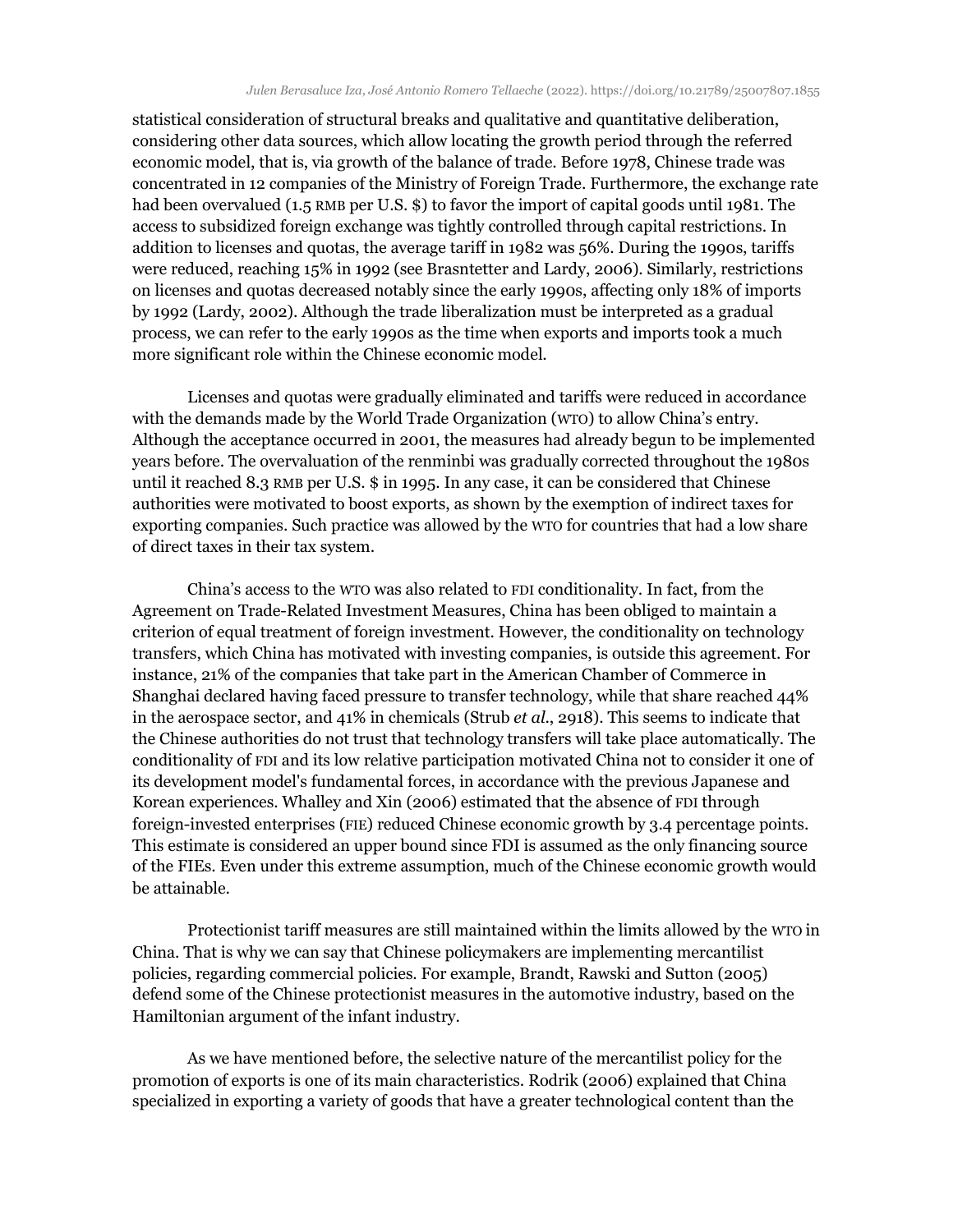statistical consideration of structural breaks and qualitative and quantitative deliberation, considering other data sources, which allow locating the growth period through the referred economic model, that is, via growth of the balance of trade. Before 1978, Chinese trade was concentrated in 12 companies of the Ministry of Foreign Trade. Furthermore, the exchange rate had been overvalued (1.5 RMB per U.S. $) to favor the import of capital goods until 1981. The access to subsidized foreign exchange was tightly controlled through capital restrictions. In addition to licenses and quotas, the average tariff in 1982 was 56%. During the 1990s, tariffs were reduced, reaching 15% in 1992 (see Brasntetter and Lardy, 2006). Similarly, restrictions on licenses and quotas decreased notably since the early 1990s, affecting only 18% of imports by 1992 (Lardy, 2002). Although the trade liberalization must be interpreted as a gradual process, we can refer to the early 1990s as the time when exports and imports took a much more significant role within the Chinese economic model.

Licenses and quotas were gradually eliminated and tariffs were reduced in accordance with the demands made by the World Trade Organization (WTO) to allow China's entry. Although the acceptance occurred in 2001, the measures had already begun to be implemented years before. The overvaluation of the renminbi was gradually corrected throughout the 1980s until it reached 8.3 RMB per U.S. $ in 1995. In any case, it can be considered that Chinese authorities were motivated to boost exports, as shown by the exemption of indirect taxes for exporting companies. Such practice was allowed by the WTO for countries that had a low share of direct taxes in their tax system.

China's access to the WTO was also related to FDI conditionality. In fact, from the Agreement on Trade-Related Investment Measures, China has been obliged to maintain a criterion of equal treatment of foreign investment. However, the conditionality on technology transfers, which China has motivated with investing companies, is outside this agreement. For instance, 21% of the companies that take part in the American Chamber of Commerce in Shanghai declared having faced pressure to transfer technology, while that share reached 44% in the aerospace sector, and 41% in chemicals (Strub *et al.*, 2918). This seems to indicate that the Chinese authorities do not trust that technology transfers will take place automatically. The conditionality of FDI and its low relative participation motivated China not to consider it one of its development model's fundamental forces, in accordance with the previous Japanese and Korean experiences. Whalley and Xin (2006) estimated that the absence of FDI through foreign-invested enterprises (FIE) reduced Chinese economic growth by 3.4 percentage points. This estimate is considered an upper bound since FDI is assumed as the only financing source of the FIEs. Even under this extreme assumption, much of the Chinese economic growth would be attainable.

Protectionist tariff measures are still maintained within the limits allowed by the WTO in China. That is why we can say that Chinese policymakers are implementing mercantilist policies, regarding commercial policies. For example, Brandt, Rawski and Sutton (2005) defend some of the Chinese protectionist measures in the automotive industry, based on the Hamiltonian argument of the infant industry.

As we have mentioned before, the selective nature of the mercantilist policy for the promotion of exports is one of its main characteristics. Rodrik (2006) explained that China specialized in exporting a variety of goods that have a greater technological content than the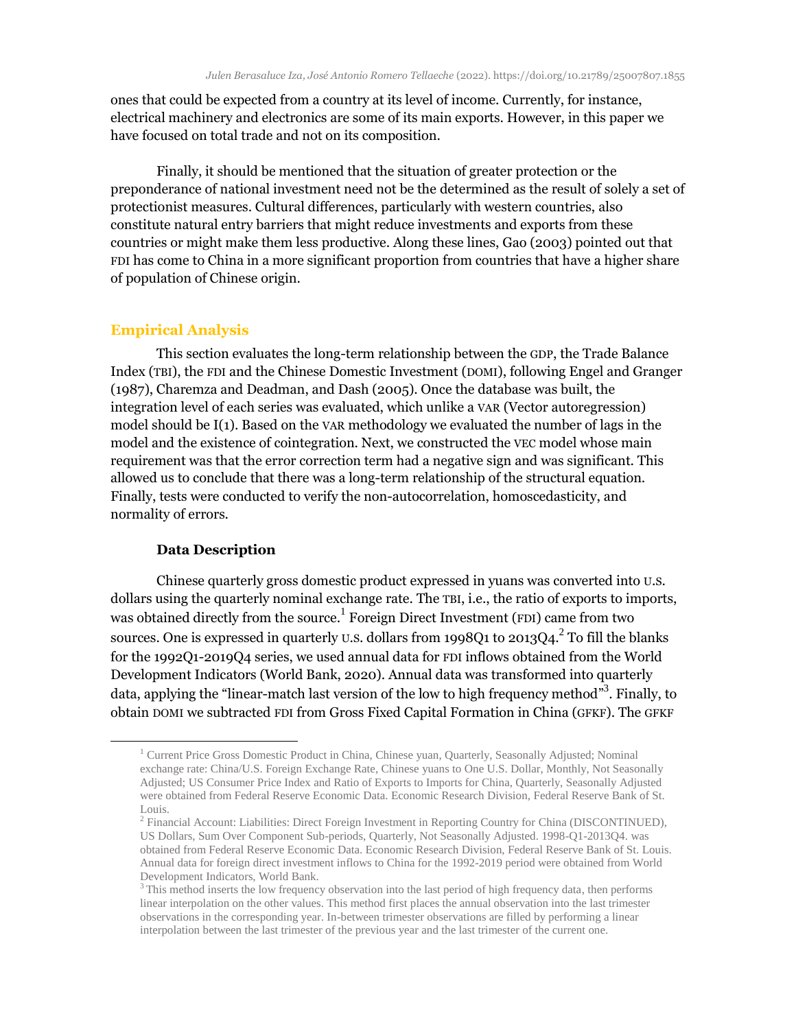ones that could be expected from a country at its level of income. Currently, for instance, electrical machinery and electronics are some of its main exports. However, in this paper we have focused on total trade and not on its composition.

Finally, it should be mentioned that the situation of greater protection or the preponderance of national investment need not be the determined as the result of solely a set of protectionist measures. Cultural differences, particularly with western countries, also constitute natural entry barriers that might reduce investments and exports from these countries or might make them less productive. Along these lines, Gao (2003) pointed out that FDI has come to China in a more significant proportion from countries that have a higher share of population of Chinese origin.

## Empirical Analysis

This section evaluates the long-term relationship between the GDP, the Trade Balance Index (TBI), the FDI and the Chinese Domestic Investment (DOMI), following Engel and Granger (1987), Charemza and Deadman, and Dash (2005). Once the database was built, the integration level of each series was evaluated, which unlike a VAR (Vector autoregression) model should be I(1). Based on the VAR methodology we evaluated the number of lags in the model and the existence of cointegration. Next, we constructed the VEC model whose main requirement was that the error correction term had a negative sign and was significant. This allowed us to conclude that there was a long-term relationship of the structural equation. Finally, tests were conducted to verify the non-autocorrelation, homoscedasticity, and normality of errors.

### Data Description

Chinese quarterly gross domestic product expressed in yuans was converted into U.S. dollars using the quarterly nominal exchange rate. The TBI, i.e., the ratio of exports to imports, was obtained directly from the source.[1] Foreign Direct Investment (FDI) came from two sources. One is expressed in quarterly U.S. dollars from 1998Q1 to 2013Q4.[2] To fill the blanks for the 1992Q1-2019Q4 series, we used annual data for FDI inflows obtained from the World Development Indicators (World Bank, 2020). Annual data was transformed into quarterly data, applying the "linear-match last version of the low to high frequency method"[3]. Finally, to obtain DOMI we subtracted FDI from Gross Fixed Capital Formation in China (GFKF). The GFKF

---

[1] Current Price Gross Domestic Product in China, Chinese yuan, Quarterly, Seasonally Adjusted; Nominal exchange rate: China/U.S. Foreign Exchange Rate, Chinese yuans to One U.S. Dollar, Monthly, Not Seasonally Adjusted; US Consumer Price Index and Ratio of Exports to Imports for China, Quarterly, Seasonally Adjusted were obtained from Federal Reserve Economic Data. Economic Research Division, Federal Reserve Bank of St. Louis.

[2] Financial Account: Liabilities: Direct Foreign Investment in Reporting Country for China (DISCONTINUED), US Dollars, Sum Over Component Sub-periods, Quarterly, Not Seasonally Adjusted. 1998-Q1-2013Q4. was obtained from Federal Reserve Economic Data. Economic Research Division, Federal Reserve Bank of St. Louis. Annual data for foreign direct investment inflows to China for the 1992-2019 period were obtained from World Development Indicators, World Bank.

[3] This method inserts the low frequency observation into the last period of high frequency data, then performs linear interpolation on the other values. This method first places the annual observation into the last trimester observations in the corresponding year. In-between trimester observations are filled by performing a linear interpolation between the last trimester of the previous year and the last trimester of the current one.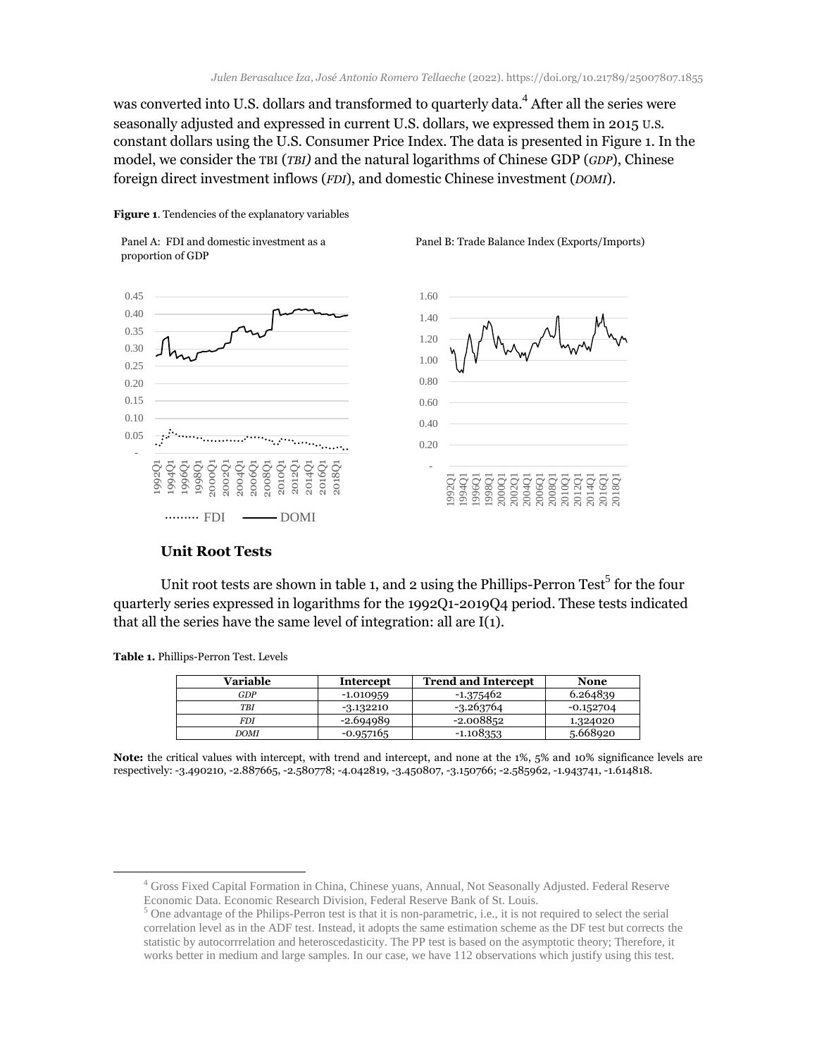was converted into U.S. dollars and transformed to quarterly data.[4] After all the series were seasonally adjusted and expressed in current U.S. dollars, we expressed them in 2015 U.S. constant dollars using the U.S. Consumer Price Index. The data is presented in Figure 1. In the model, we consider the TBI (*TBI)* and the natural logarithms of Chinese GDP (*GDP*), Chinese foreign direct investment inflows (*FDI*), and domestic Chinese investment (*DOMI*).

**Figure 1**. Tendencies of the explanatory variables

Panel A: FDI and domestic investment as a proportion of GDP

Panel B: Trade Balance Index (Exports/Imports)

### Unit Root Tests

Unit root tests are shown in table 1, and 2 using the Phillips-Perron Test[5] for the four quarterly series expressed in logarithms for the 1992Q1-2019Q4 period. These tests indicated that all the series have the same level of integration: all are I(1).

**Table 1.** Phillips-Perron Test. Levels

| Variable | Intercept | Trend and Intercept | None |
|---|---|---|---|
| *GDP* | -1.010959 | -1.375462 | 6.264839 |
| *TBI* | -3.132210 | -3.263764 | -0.152704 |
| *FDI* | -2.694989 | -2.008852 | 1.324020 |
| *DOMI* | -0.957165 | -1.108353 | 5.668920 |

**Note:** the critical values with intercept, with trend and intercept, and none at the 1%, 5% and 10% significance levels are respectively: -3.490210, -2.887665, -2.580778; -4.042819, -3.450807, -3.150766; -2.585962, -1.943741, -1.614818.

[4] Gross Fixed Capital Formation in China, Chinese yuans, Annual, Not Seasonally Adjusted. Federal Reserve Economic Data. Economic Research Division, Federal Reserve Bank of St. Louis.

[5] One advantage of the Philips-Perron test is that it is non-parametric, i.e., it is not required to select the serial correlation level as in the ADF test. Instead, it adopts the same estimation scheme as the DF test but corrects the statistic by autocorrrelation and heteroscedasticity. The PP test is based on the asymptotic theory; Therefore, it works better in medium and large samples. In our case, we have 112 observations which justify using this test.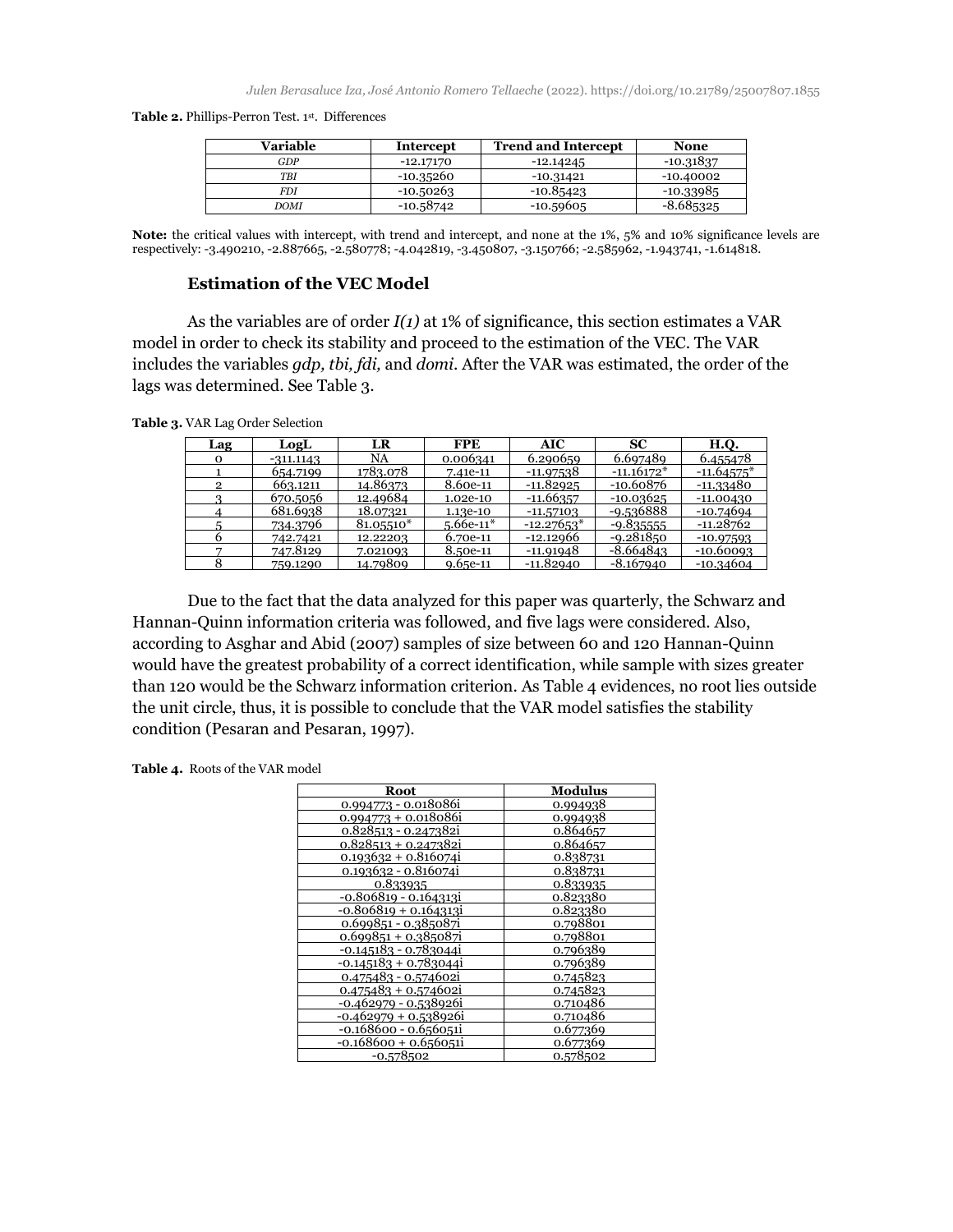**Table 2.** Phillips-Perron Test. 1st. Differences

| Variable | Intercept | Trend and Intercept | None |
|---|---|---|---|
| *GDP* | -12.17170 | -12.14245 | -10.31837 |
| *TBI* | -10.35260 | -10.31421 | -10.40002 |
| *FDI* | -10.50263 | -10.85423 | -10.33985 |
| *DOMI* | -10.58742 | -10.59605 | -8.685325 |

**Note:** the critical values with intercept, with trend and intercept, and none at the 1%, 5% and 10% significance levels are respectively: -3.490210, -2.887665, -2.580778; -4.042819, -3.450807, -3.150766; -2.585962, -1.943741, -1.614818.

### Estimation of the VEC Model

As the variables are of order *I(1)* at 1% of significance, this section estimates a VAR model in order to check its stability and proceed to the estimation of the VEC. The VAR includes the variables *gdp, tbi, fdi,* and *domi*. After the VAR was estimated, the order of the lags was determined. See Table 3.

**Table 3.** VAR Lag Order Selection

| Lag | LogL | LR | FPE | AIC | SC | H.Q. |
|---|---|---|---|---|---|---|
| 0 | -311.1143 | NA | 0.006341 | 6.290659 | 6.697489 | 6.455478 |
| 1 | 654.7199 | 1783.078 | 7.41e-11 | -11.97538 | -11.16172* | -11.64575* |
| 2 | 663.1211 | 14.86373 | 8.60e-11 | -11.82925 | -10.60876 | -11.33480 |
| 3 | 670.5056 | 12.49684 | 1.02e-10 | -11.66357 | -10.03625 | -11.00430 |
| 4 | 681.6938 | 18.07321 | 1.13e-10 | -11.57103 | -9.536888 | -10.74694 |
| 5 | 734.3796 | 81.05510* | 5.66e-11* | -12.27653* | -9.835555 | -11.28762 |
| 6 | 742.7421 | 12.22203 | 6.70e-11 | -12.12966 | -9.281850 | -10.97593 |
| 7 | 747.8129 | 7.021093 | 8.50e-11 | -11.91948 | -8.664843 | -10.60093 |
| 8 | 759.1290 | 14.79809 | 9.65e-11 | -11.82940 | -8.167940 | -10.34604 |

Due to the fact that the data analyzed for this paper was quarterly, the Schwarz and Hannan-Quinn information criteria was followed, and five lags were considered. Also, according to Asghar and Abid (2007) samples of size between 60 and 120 Hannan-Quinn would have the greatest probability of a correct identification, while sample with sizes greater than 120 would be the Schwarz information criterion. As Table 4 evidences, no root lies outside the unit circle, thus, it is possible to conclude that the VAR model satisfies the stability condition (Pesaran and Pesaran, 1997).

**Table 4.** Roots of the VAR model

| Root | Modulus |
|---|---|
| 0.994773 - 0.018086i | 0.994938 |
| 0.994773 + 0.018086i | 0.994938 |
| 0.828513 - 0.247382i | 0.864657 |
| 0.828513 + 0.247382i | 0.864657 |
| 0.193632 + 0.816074i | 0.838731 |
| 0.193632 - 0.816074i | 0.838731 |
| 0.833935 | 0.833935 |
| -0.806819 - 0.164313i | 0.823380 |
| -0.806819 + 0.164313i | 0.823380 |
| 0.699851 - 0.385087i | 0.798801 |
| 0.699851 + 0.385087i | 0.798801 |
| -0.145183 - 0.783044i | 0.796389 |
| -0.145183 + 0.783044i | 0.796389 |
| 0.475483 - 0.574602i | 0.745823 |
| 0.475483 + 0.574602i | 0.745823 |
| -0.462979 - 0.538926i | 0.710486 |
| -0.462979 + 0.538926i | 0.710486 |
| -0.168600 - 0.656051i | 0.677369 |
| -0.168600 + 0.656051i | 0.677369 |
| -0.578502 | 0.578502 |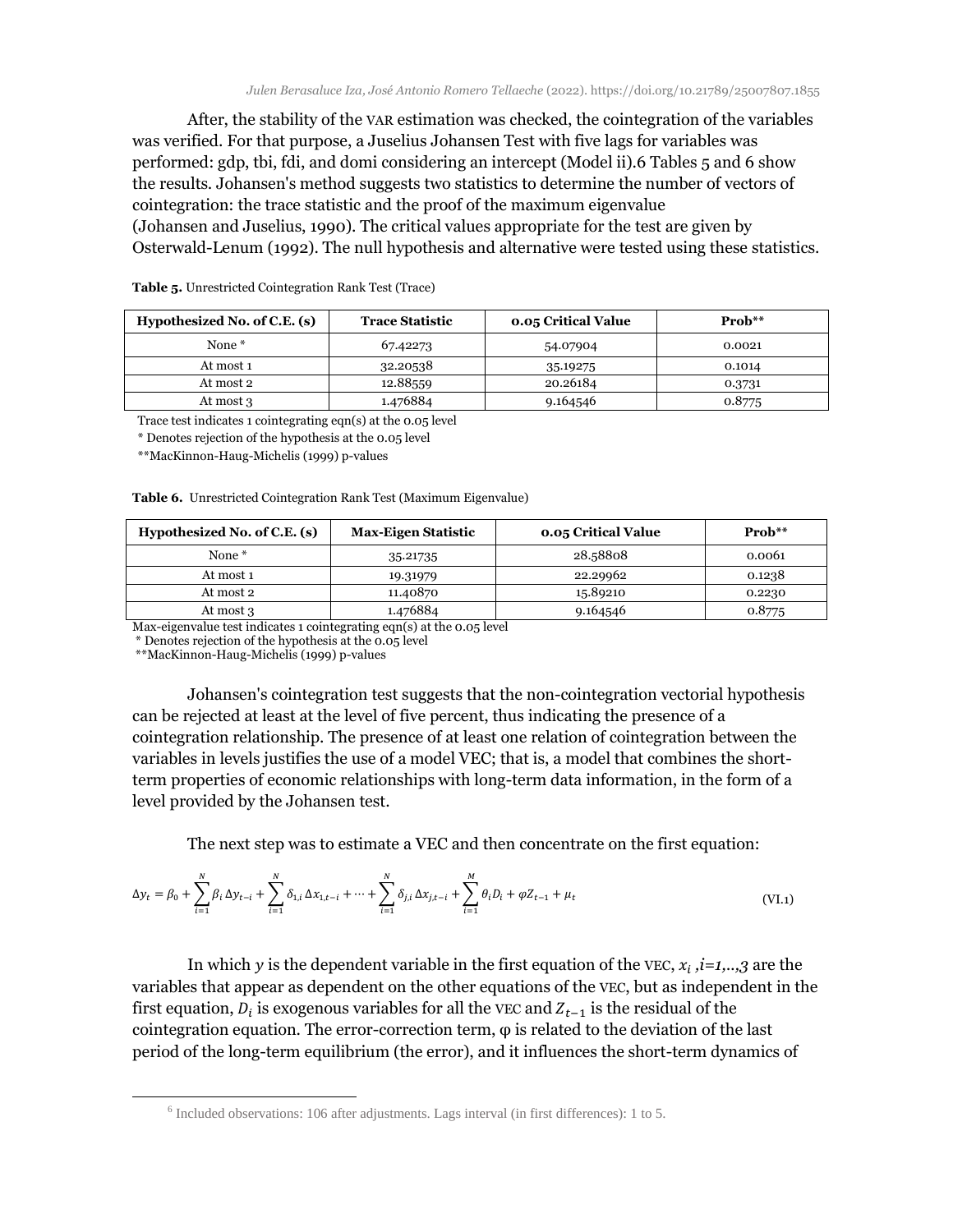After, the stability of the VAR estimation was checked, the cointegration of the variables was verified. For that purpose, a Juselius Johansen Test with five lags for variables was performed: gdp, tbi, fdi, and domi considering an intercept (Model ii).[6] Tables 5 and 6 show the results. Johansen's method suggests two statistics to determine the number of vectors of cointegration: the trace statistic and the proof of the maximum eigenvalue (Johansen and Juselius, 1990). The critical values appropriate for the test are given by Osterwald-Lenum (1992). The null hypothesis and alternative were tested using these statistics.

**Table 5.** Unrestricted Cointegration Rank Test (Trace)

| Hypothesized No. of C.E. (s) | Trace Statistic | 0.05 Critical Value | Prob** |
|---|---|---|---|
| None * | 67.42273 | 54.07904 | 0.0021 |
| At most 1 | 32.20538 | 35.19275 | 0.1014 |
| At most 2 | 12.88559 | 20.26184 | 0.3731 |
| At most 3 | 1.476884 | 9.164546 | 0.8775 |

Trace test indicates 1 cointegrating eqn(s) at the 0.05 level

* Denotes rejection of the hypothesis at the 0.05 level

**MacKinnon-Haug-Michelis (1999) p-values

**Table 6.** Unrestricted Cointegration Rank Test (Maximum Eigenvalue)

| Hypothesized No. of C.E. (s) | Max-Eigen Statistic | 0.05 Critical Value | Prob** |
|---|---|---|---|
| None * | 35.21735 | 28.58808 | 0.0061 |
| At most 1 | 19.31979 | 22.29962 | 0.1238 |
| At most 2 | 11.40870 | 15.89210 | 0.2230 |
| At most 3 | 1.476884 | 9.164546 | 0.8775 |

Max-eigenvalue test indicates 1 cointegrating eqn(s) at the 0.05 level

* Denotes rejection of the hypothesis at the 0.05 level

**MacKinnon-Haug-Michelis (1999) p-values

Johansen's cointegration test suggests that the non-cointegration vectorial hypothesis can be rejected at least at the level of five percent, thus indicating the presence of a cointegration relationship. The presence of at least one relation of cointegration between the variables in levels justifies the use of a model VEC; that is, a model that combines the short-term properties of economic relationships with long-term data information, in the form of a level provided by the Johansen test.

The next step was to estimate a VEC and then concentrate on the first equation:

$$\Delta y_t = \beta_0 + \sum_{i=1}^{N} \beta_i \Delta y_{t-i} + \sum_{i=1}^{N} \delta_{1,i} \Delta x_{1,t-i} + \cdots + \sum_{i=1}^{N} \delta_{j,i} \Delta x_{j,t-i} + \sum_{i=1}^{M} \theta_i D_i + \varphi Z_{t-1} + \mu_t \tag{VI.1}$$

In which $y$ is the dependent variable in the first equation of the VEC, $x_i$ ,$i=1,..,3$ are the variables that appear as dependent on the other equations of the VEC, but as independent in the first equation, $D_i$ is exogenous variables for all the VEC and $Z_{t-1}$ is the residual of the cointegration equation. The error-correction term, $\varphi$ is related to the deviation of the last period of the long-term equilibrium (the error), and it influences the short-term dynamics of

[6] Included observations: 106 after adjustments. Lags interval (in first differences): 1 to 5.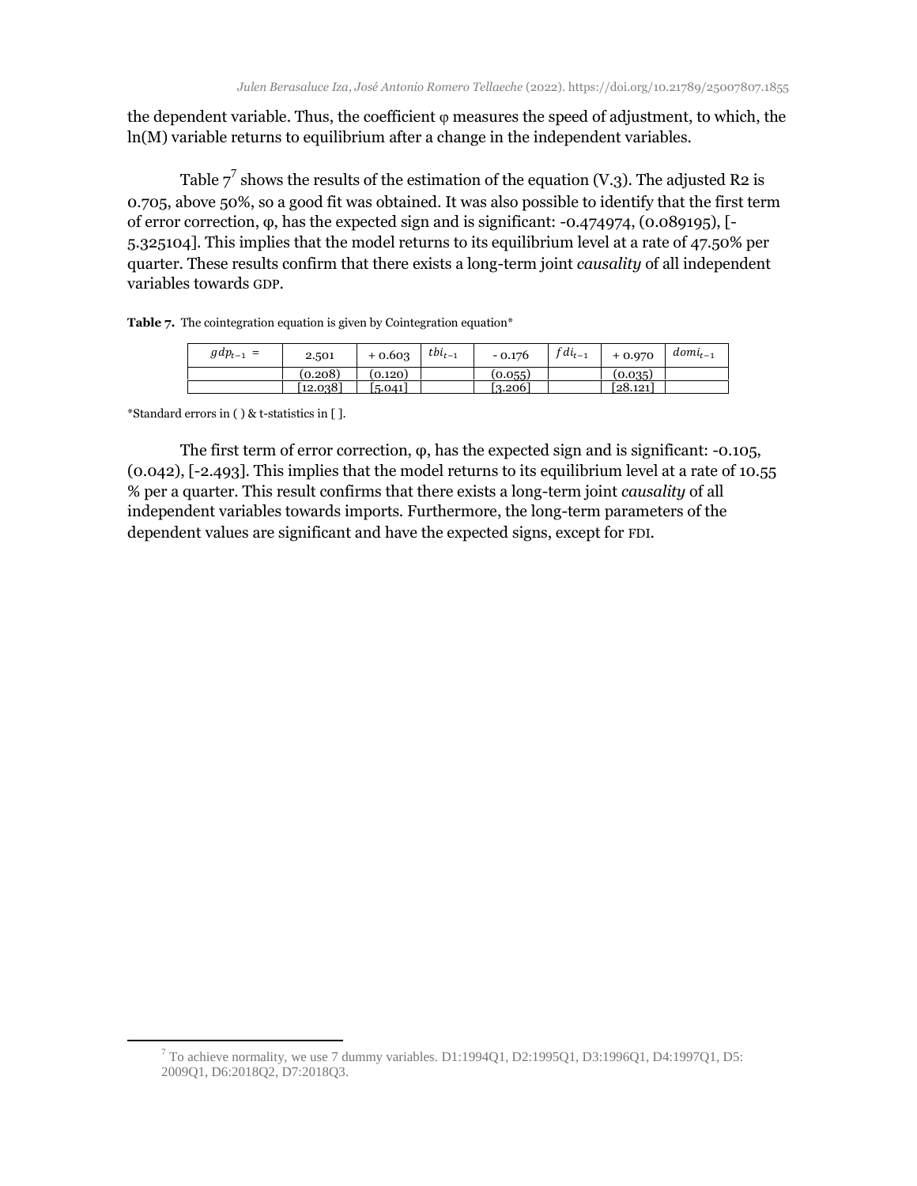the dependent variable. Thus, the coefficient φ measures the speed of adjustment, to which, the ln(M) variable returns to equilibrium after a change in the independent variables.

Table 7[7] shows the results of the estimation of the equation (V.3). The adjusted R2 is 0.705, above 50%, so a good fit was obtained. It was also possible to identify that the first term of error correction, φ, has the expected sign and is significant: -0.474974, (0.089195), [-5.325104]. This implies that the model returns to its equilibrium level at a rate of 47.50% per quarter. These results confirm that there exists a long-term joint *causality* of all independent variables towards GDP.

**Table 7.** The cointegration equation is given by Cointegration equation*

| $gdp_{t-1}$ = | 2.501 | + 0.603 | $tbi_{t-1}$ | - 0.176 | $fdi_{t-1}$ | + 0.970 | $domi_{t-1}$ |
|---|---|---|---|---|---|---|---|
| | (0.208) | (0.120) | | (0.055) | | (0.035) | |
| | [12.038] | [5.041] | | [3.206] | | [28.121] | |

*Standard errors in ( ) & t-statistics in [ ].

The first term of error correction, φ, has the expected sign and is significant: -0.105, (0.042), [-2.493]. This implies that the model returns to its equilibrium level at a rate of 10.55 % per a quarter. This result confirms that there exists a long-term joint *causality* of all independent variables towards imports. Furthermore, the long-term parameters of the dependent values are significant and have the expected signs, except for FDI.

[7] To achieve normality, we use 7 dummy variables. D1:1994Q1, D2:1995Q1, D3:1996Q1, D4:1997Q1, D5: 2009Q1, D6:2018Q2, D7:2018Q3.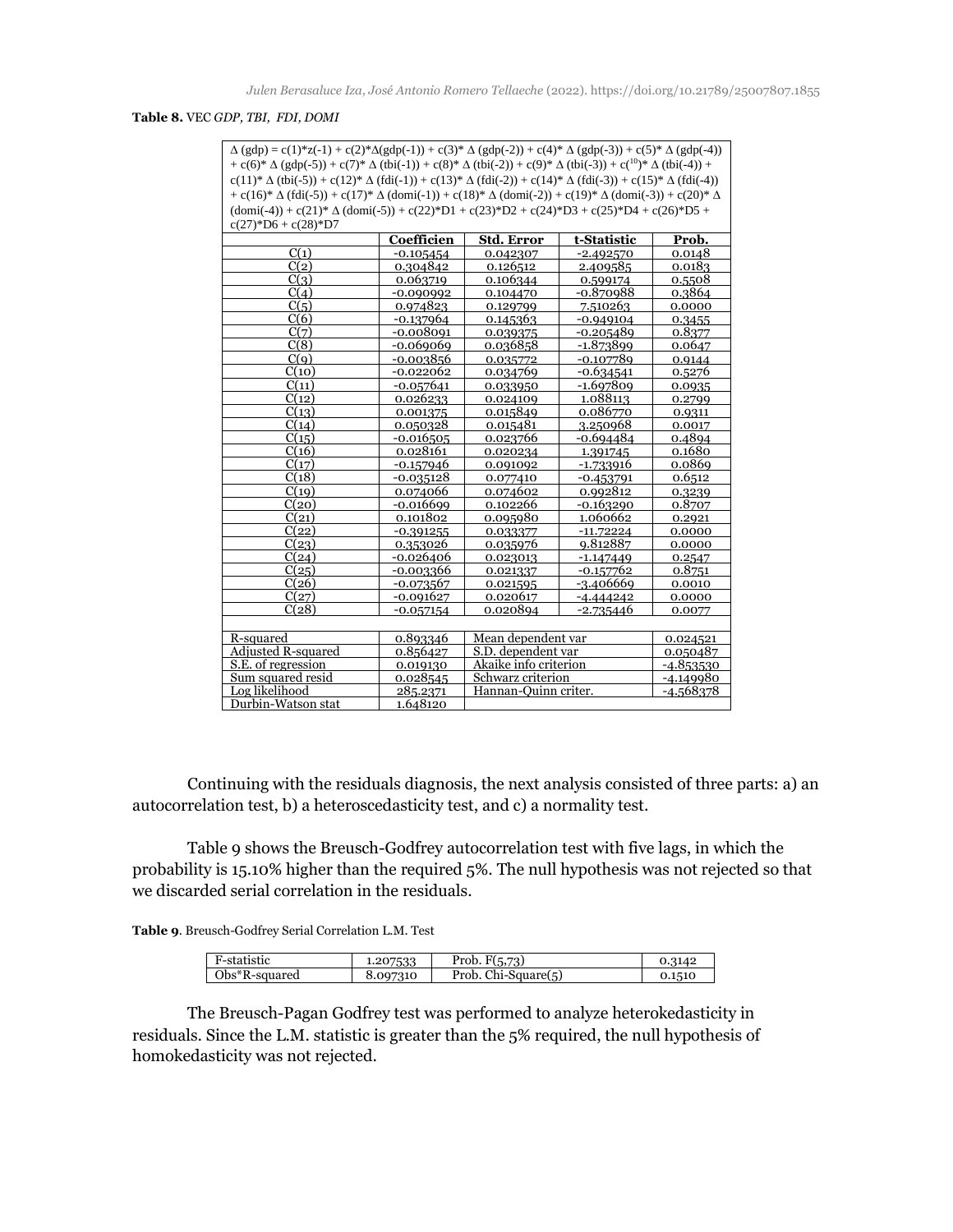**Table 8.** VEC *GDP, TBI, FDI, DOMI*

$\Delta$ (gdp) = c(1)\*z(-1) + c(2)\*$\Delta$(gdp(-1)) + c(3)\* $\Delta$ (gdp(-2)) + c(4)\* $\Delta$ (gdp(-3)) + c(5)\* $\Delta$ (gdp(-4)) + c(6)\* $\Delta$ (gdp(-5)) + c(7)\* $\Delta$ (tbi(-1)) + c(8)\* $\Delta$ (tbi(-2)) + c(9)\* $\Delta$ (tbi(-3)) + c(10)\* $\Delta$ (tbi(-4)) + c(11)\* $\Delta$ (tbi(-5)) + c(12)\* $\Delta$ (fdi(-1)) + c(13)\* $\Delta$ (fdi(-2)) + c(14)\* $\Delta$ (fdi(-3)) + c(15)\* $\Delta$ (fdi(-4)) + c(16)\* $\Delta$ (fdi(-5)) + c(17)\* $\Delta$ (domi(-1)) + c(18)\* $\Delta$ (domi(-2)) + c(19)\* $\Delta$ (domi(-3)) + c(20)\* $\Delta$ (domi(-4)) + c(21)\* $\Delta$ (domi(-5)) + c(22)\*D1 + c(23)\*D2 + c(24)\*D3 + c(25)\*D4 + c(26)\*D5 + c(27)\*D6 + c(28)\*D7

| | Coefficien | Std. Error | t-Statistic | Prob. |
|---|---|---|---|---|
| C(1) | -0.105454 | 0.042307 | -2.492570 | 0.0148 |
| C(2) | 0.304842 | 0.126512 | 2.409585 | 0.0183 |
| C(3) | 0.063719 | 0.106344 | 0.599174 | 0.5508 |
| C(4) | -0.090992 | 0.104470 | -0.870988 | 0.3864 |
| C(5) | 0.974823 | 0.129799 | 7.510263 | 0.0000 |
| C(6) | -0.137964 | 0.145363 | -0.949104 | 0.3455 |
| C(7) | -0.008091 | 0.039375 | -0.205489 | 0.8377 |
| C(8) | -0.069069 | 0.036858 | -1.873899 | 0.0647 |
| C(9) | -0.003856 | 0.035772 | -0.107789 | 0.9144 |
| C(10) | -0.022062 | 0.034769 | -0.634541 | 0.5276 |
| C(11) | -0.057641 | 0.033950 | -1.697809 | 0.0935 |
| C(12) | 0.026233 | 0.024109 | 1.088113 | 0.2799 |
| C(13) | 0.001375 | 0.015849 | 0.086770 | 0.9311 |
| C(14) | 0.050328 | 0.015481 | 3.250968 | 0.0017 |
| C(15) | -0.016505 | 0.023766 | -0.694484 | 0.4894 |
| C(16) | 0.028161 | 0.020234 | 1.391745 | 0.1680 |
| C(17) | -0.157946 | 0.091092 | -1.733916 | 0.0869 |
| C(18) | -0.035128 | 0.077410 | -0.453791 | 0.6512 |
| C(19) | 0.074066 | 0.074602 | 0.992812 | 0.3239 |
| C(20) | -0.016699 | 0.102266 | -0.163290 | 0.8707 |
| C(21) | 0.101802 | 0.095980 | 1.060662 | 0.2921 |
| C(22) | -0.391255 | 0.033377 | -11.72224 | 0.0000 |
| C(23) | 0.353026 | 0.035976 | 9.812887 | 0.0000 |
| C(24) | -0.026406 | 0.023013 | -1.147449 | 0.2547 |
| C(25) | -0.003366 | 0.021337 | -0.157762 | 0.8751 |
| C(26) | -0.073567 | 0.021595 | -3.406669 | 0.0010 |
| C(27) | -0.091627 | 0.020617 | -4.444242 | 0.0000 |
| C(28) | -0.057154 | 0.020894 | -2.735446 | 0.0077 |
| | | | | |
| R-squared | 0.893346 | Mean dependent var | | 0.024521 |
| Adjusted R-squared | 0.856427 | S.D. dependent var | | 0.050487 |
| S.E. of regression | 0.019130 | Akaike info criterion | | -4.853530 |
| Sum squared resid | 0.028545 | Schwarz criterion | | -4.149980 |
| Log likelihood | 285.2371 | Hannan-Quinn criter. | | -4.568378 |
| Durbin-Watson stat | 1.648120 | | | |

Continuing with the residuals diagnosis, the next analysis consisted of three parts: a) an autocorrelation test, b) a heteroscedasticity test, and c) a normality test.

Table 9 shows the Breusch-Godfrey autocorrelation test with five lags, in which the probability is 15.10% higher than the required 5%. The null hypothesis was not rejected so that we discarded serial correlation in the residuals.

**Table 9**. Breusch-Godfrey Serial Correlation L.M. Test

| F-statistic | 1.207533 | Prob. F(5,73) | 0.3142 |
|---|---|---|---|
| Obs\*R-squared | 8.097310 | Prob. Chi-Square(5) | 0.1510 |

The Breusch-Pagan Godfrey test was performed to analyze heterokedasticity in residuals. Since the L.M. statistic is greater than the 5% required, the null hypothesis of homokedasticity was not rejected.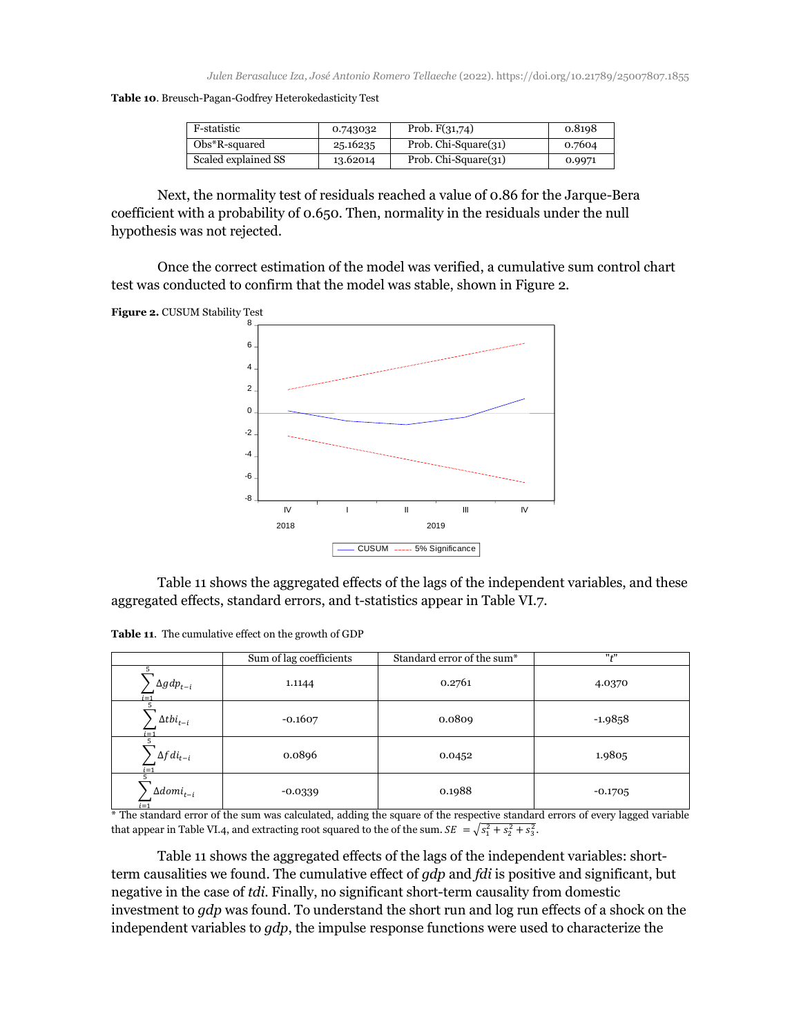**Table 10**. Breusch-Pagan-Godfrey Heterokedasticity Test

| | | | |
|---|---|---|---|
| F-statistic | 0.743032 | Prob. F(31,74) | 0.8198 |
| Obs*R-squared | 25.16235 | Prob. Chi-Square(31) | 0.7604 |
| Scaled explained SS | 13.62014 | Prob. Chi-Square(31) | 0.9971 |

Next, the normality test of residuals reached a value of 0.86 for the Jarque-Bera coefficient with a probability of 0.650. Then, normality in the residuals under the null hypothesis was not rejected.

Once the correct estimation of the model was verified, a cumulative sum control chart test was conducted to confirm that the model was stable, shown in Figure 2.

**Figure 2.** CUSUM Stability Test

Table 11 shows the aggregated effects of the lags of the independent variables, and these aggregated effects, standard errors, and t-statistics appear in Table VI.7.

**Table 11**. The cumulative effect on the growth of GDP

| | Sum of lag coefficients | Standard error of the sum* | "$t$" |
|---|---|---|---|
| $\sum_{i=1}^{5} \Delta gdp_{t-i}$ | 1.1144 | 0.2761 | 4.0370 |
| $\sum_{i=1}^{5} \Delta tbi_{t-i}$ | -0.1607 | 0.0809 | -1.9858 |
| $\sum_{i=1}^{5} \Delta fdi_{t-i}$ | 0.0896 | 0.0452 | 1.9805 |
| $\sum_{i=1}^{5} \Delta domi_{t-i}$ | -0.0339 | 0.1988 | -0.1705 |

\* The standard error of the sum was calculated, adding the square of the respective standard errors of every lagged variable that appear in Table VI.4, and extracting root squared to the of the sum. $SE = \sqrt{s_1^2 + s_2^2 + s_3^2}$.

Table 11 shows the aggregated effects of the lags of the independent variables: short-term causalities we found. The cumulative effect of *gdp* and *fdi* is positive and significant, but negative in the case of *tdi*. Finally, no significant short-term causality from domestic investment to *gdp* was found. To understand the short run and log run effects of a shock on the independent variables to *gdp*, the impulse response functions were used to characterize the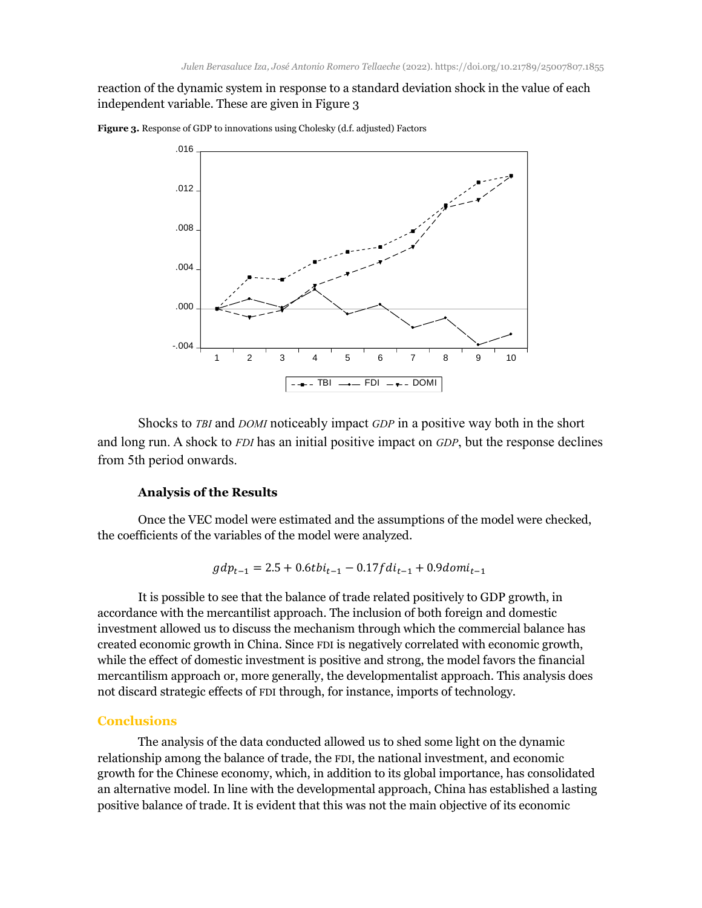reaction of the dynamic system in response to a standard deviation shock in the value of each independent variable. These are given in Figure 3

**Figure 3.** Response of GDP to innovations using Cholesky (d.f. adjusted) Factors

Shocks to *TBI* and *DOMI* noticeably impact *GDP* in a positive way both in the short and long run. A shock to *FDI* has an initial positive impact on *GDP*, but the response declines from 5th period onwards.

### Analysis of the Results

Once the VEC model were estimated and the assumptions of the model were checked, the coefficients of the variables of the model were analyzed.

$$gdp_{t-1} = 2.5 + 0.6tbi_{t-1} - 0.17fdi_{t-1} + 0.9domi_{t-1}$$

It is possible to see that the balance of trade related positively to GDP growth, in accordance with the mercantilist approach. The inclusion of both foreign and domestic investment allowed us to discuss the mechanism through which the commercial balance has created economic growth in China. Since FDI is negatively correlated with economic growth, while the effect of domestic investment is positive and strong, the model favors the financial mercantilism approach or, more generally, the developmentalist approach. This analysis does not discard strategic effects of FDI through, for instance, imports of technology.

## Conclusions

The analysis of the data conducted allowed us to shed some light on the dynamic relationship among the balance of trade, the FDI, the national investment, and economic growth for the Chinese economy, which, in addition to its global importance, has consolidated an alternative model. In line with the developmental approach, China has established a lasting positive balance of trade. It is evident that this was not the main objective of its economic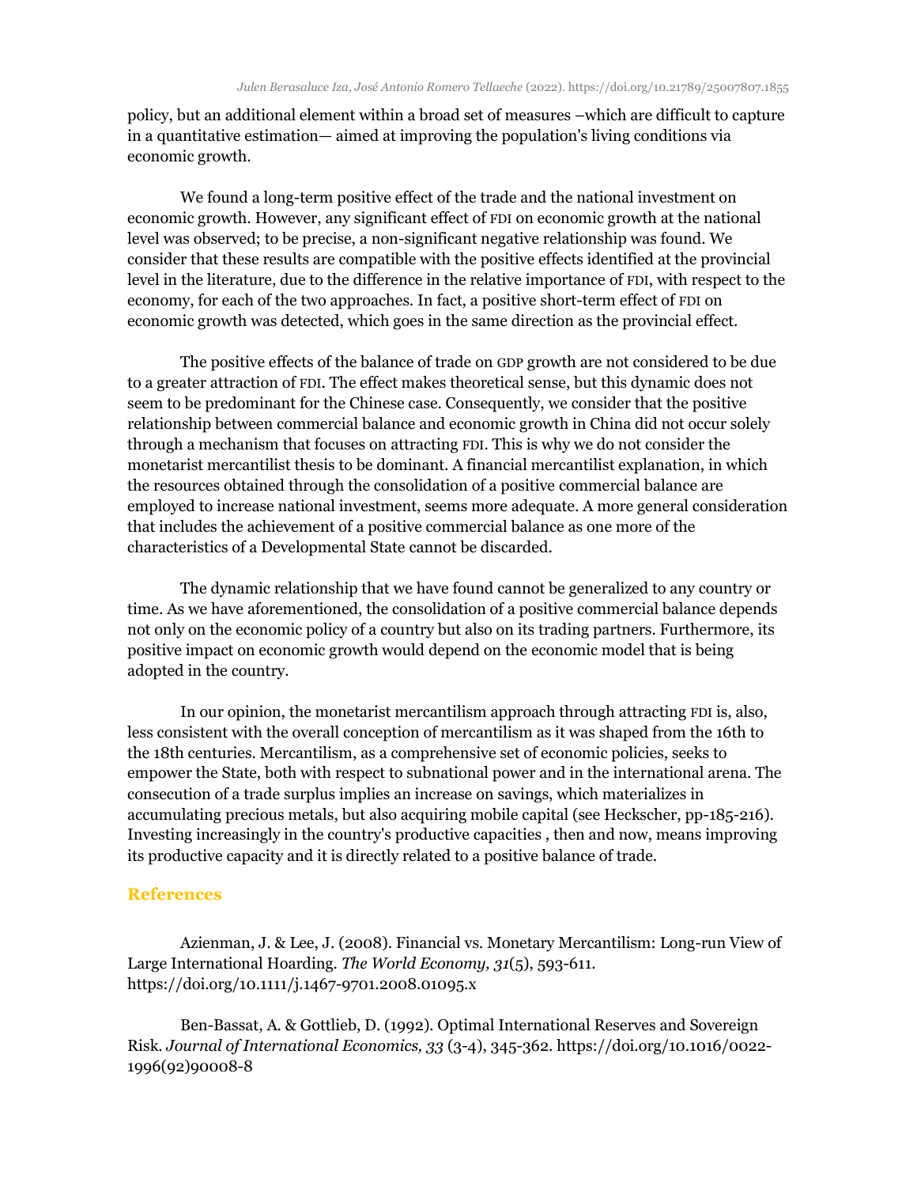policy, but an additional element within a broad set of measures –which are difficult to capture in a quantitative estimation— aimed at improving the population's living conditions via economic growth.

We found a long-term positive effect of the trade and the national investment on economic growth. However, any significant effect of FDI on economic growth at the national level was observed; to be precise, a non-significant negative relationship was found. We consider that these results are compatible with the positive effects identified at the provincial level in the literature, due to the difference in the relative importance of FDI, with respect to the economy, for each of the two approaches. In fact, a positive short-term effect of FDI on economic growth was detected, which goes in the same direction as the provincial effect.

The positive effects of the balance of trade on GDP growth are not considered to be due to a greater attraction of FDI. The effect makes theoretical sense, but this dynamic does not seem to be predominant for the Chinese case. Consequently, we consider that the positive relationship between commercial balance and economic growth in China did not occur solely through a mechanism that focuses on attracting FDI. This is why we do not consider the monetarist mercantilist thesis to be dominant. A financial mercantilist explanation, in which the resources obtained through the consolidation of a positive commercial balance are employed to increase national investment, seems more adequate. A more general consideration that includes the achievement of a positive commercial balance as one more of the characteristics of a Developmental State cannot be discarded.

The dynamic relationship that we have found cannot be generalized to any country or time. As we have aforementioned, the consolidation of a positive commercial balance depends not only on the economic policy of a country but also on its trading partners. Furthermore, its positive impact on economic growth would depend on the economic model that is being adopted in the country.

In our opinion, the monetarist mercantilism approach through attracting FDI is, also, less consistent with the overall conception of mercantilism as it was shaped from the 16th to the 18th centuries. Mercantilism, as a comprehensive set of economic policies, seeks to empower the State, both with respect to subnational power and in the international arena. The consecution of a trade surplus implies an increase on savings, which materializes in accumulating precious metals, but also acquiring mobile capital (see Heckscher, pp-185-216). Investing increasingly in the country's productive capacities , then and now, means improving its productive capacity and it is directly related to a positive balance of trade.

## References

Azienman, J. & Lee, J. (2008). Financial vs. Monetary Mercantilism: Long-run View of Large International Hoarding. *The World Economy, 31*(5), 593-611. https://doi.org/10.1111/j.1467-9701.2008.01095.x

Ben-Bassat, A. & Gottlieb, D. (1992). Optimal International Reserves and Sovereign Risk. *Journal of International Economics, 33* (3-4), 345-362. https://doi.org/10.1016/0022-1996(92)90008-8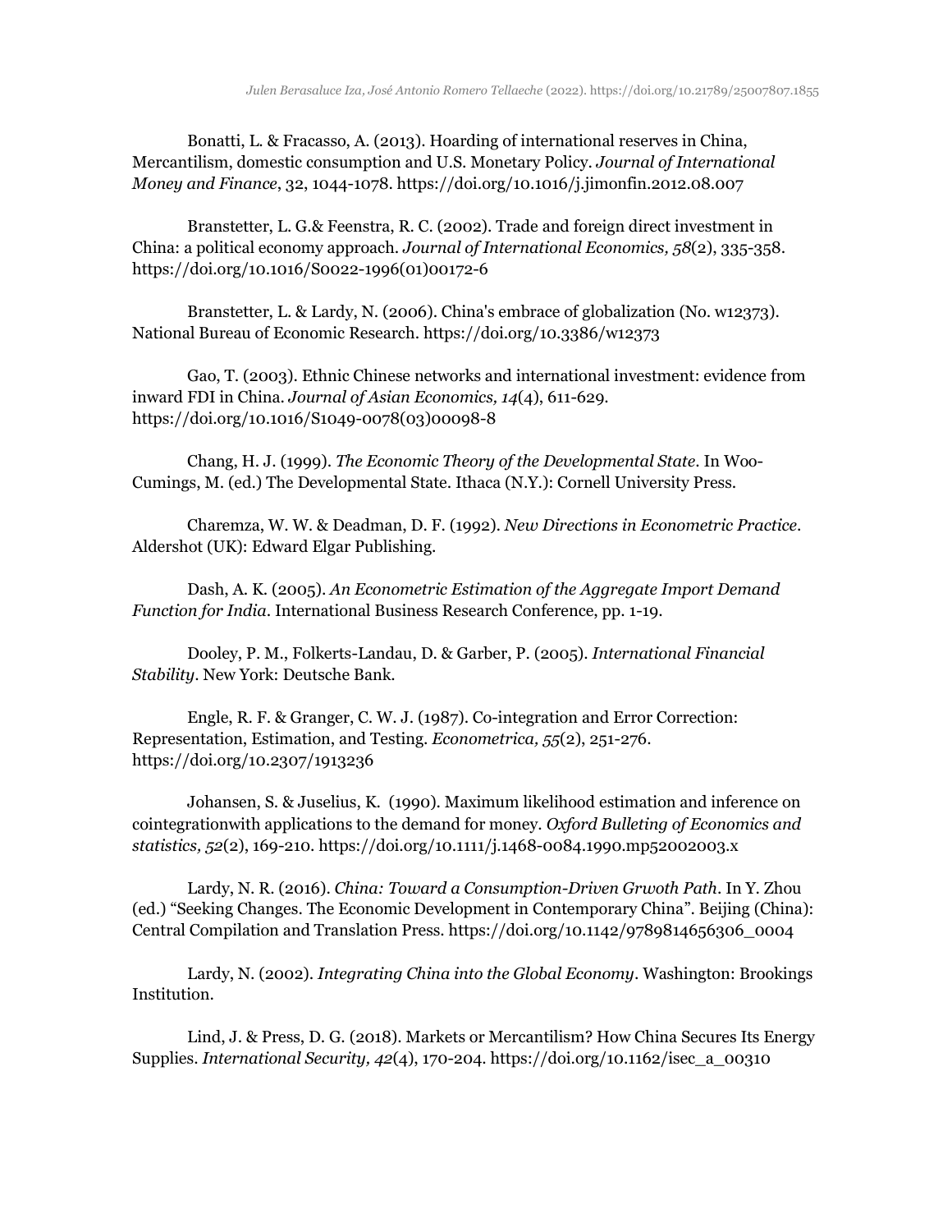Bonatti, L. & Fracasso, A. (2013). Hoarding of international reserves in China, Mercantilism, domestic consumption and U.S. Monetary Policy. *Journal of International Money and Finance*, 32, 1044-1078. https://doi.org/10.1016/j.jimonfin.2012.08.007

Branstetter, L. G.& Feenstra, R. C. (2002). Trade and foreign direct investment in China: a political economy approach. *Journal of International Economics, 58*(2), 335-358. https://doi.org/10.1016/S0022-1996(01)00172-6

Branstetter, L. & Lardy, N. (2006). China's embrace of globalization (No. w12373). National Bureau of Economic Research. https://doi.org/10.3386/w12373

Gao, T. (2003). Ethnic Chinese networks and international investment: evidence from inward FDI in China. *Journal of Asian Economics, 14*(4), 611-629. https://doi.org/10.1016/S1049-0078(03)00098-8

Chang, H. J. (1999). *The Economic Theory of the Developmental State*. In Woo-Cumings, M. (ed.) The Developmental State. Ithaca (N.Y.): Cornell University Press.

Charemza, W. W. & Deadman, D. F. (1992). *New Directions in Econometric Practice*. Aldershot (UK): Edward Elgar Publishing.

Dash, A. K. (2005). *An Econometric Estimation of the Aggregate Import Demand Function for India*. International Business Research Conference, pp. 1-19.

Dooley, P. M., Folkerts-Landau, D. & Garber, P. (2005). *International Financial Stability*. New York: Deutsche Bank.

Engle, R. F. & Granger, C. W. J. (1987). Co-integration and Error Correction: Representation, Estimation, and Testing. *Econometrica, 55*(2), 251-276. https://doi.org/10.2307/1913236

Johansen, S. & Juselius, K. (1990). Maximum likelihood estimation and inference on cointegrationwith applications to the demand for money. *Oxford Bulleting of Economics and statistics, 52*(2), 169-210. https://doi.org/10.1111/j.1468-0084.1990.mp52002003.x

Lardy, N. R. (2016). *China: Toward a Consumption-Driven Grwoth Path*. In Y. Zhou (ed.) "Seeking Changes. The Economic Development in Contemporary China". Beijing (China): Central Compilation and Translation Press. https://doi.org/10.1142/9789814656306_0004

Lardy, N. (2002). *Integrating China into the Global Economy*. Washington: Brookings Institution.

Lind, J. & Press, D. G. (2018). Markets or Mercantilism? How China Secures Its Energy Supplies. *International Security, 42*(4), 170-204. https://doi.org/10.1162/isec_a_00310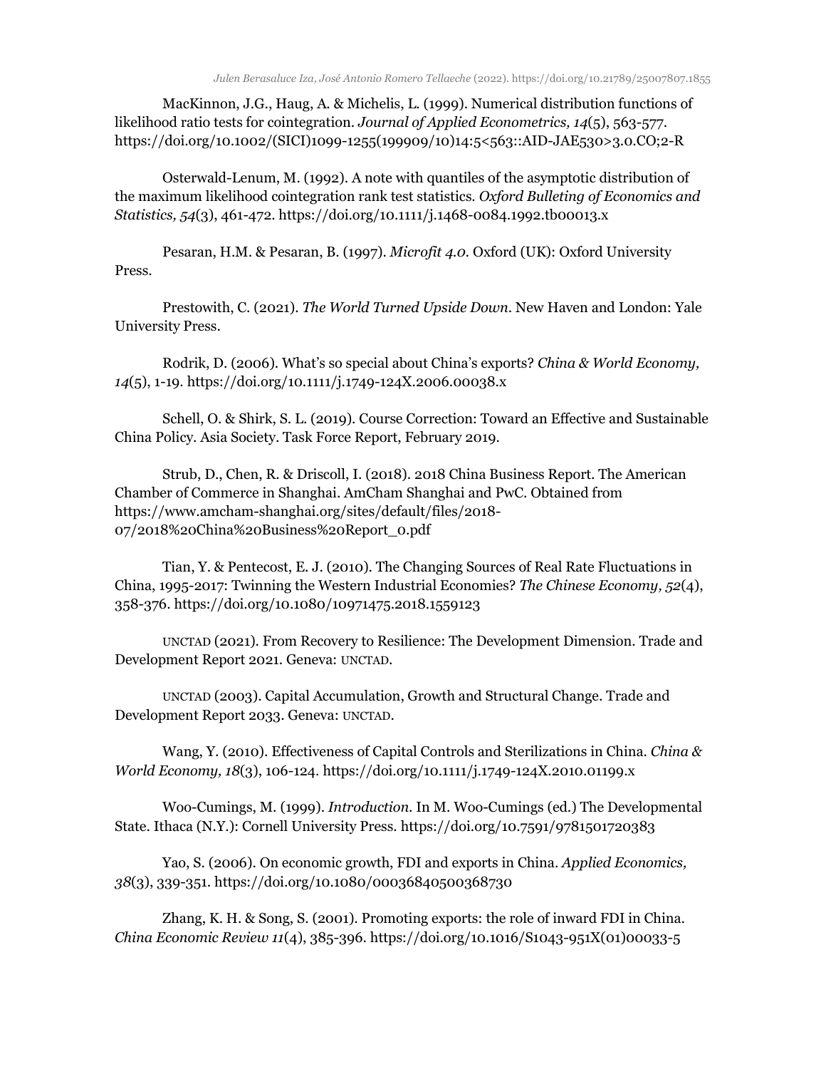MacKinnon, J.G., Haug, A. & Michelis, L. (1999). Numerical distribution functions of likelihood ratio tests for cointegration. *Journal of Applied Econometrics, 14*(5), 563-577. https://doi.org/10.1002/(SICI)1099-1255(199909/10)14:5<563::AID-JAE530>3.0.CO;2-R

Osterwald-Lenum, M. (1992). A note with quantiles of the asymptotic distribution of the maximum likelihood cointegration rank test statistics. *Oxford Bulleting of Economics and Statistics, 54*(3), 461-472. https://doi.org/10.1111/j.1468-0084.1992.tb00013.x

Pesaran, H.M. & Pesaran, B. (1997). *Microfit 4.0*. Oxford (UK): Oxford University Press.

Prestowith, C. (2021). *The World Turned Upside Down*. New Haven and London: Yale University Press.

Rodrik, D. (2006). What's so special about China's exports? *China & World Economy, 14*(5), 1-19. https://doi.org/10.1111/j.1749-124X.2006.00038.x

Schell, O. & Shirk, S. L. (2019). Course Correction: Toward an Effective and Sustainable China Policy. Asia Society. Task Force Report, February 2019.

Strub, D., Chen, R. & Driscoll, I. (2018). 2018 China Business Report. The American Chamber of Commerce in Shanghai. AmCham Shanghai and PwC. Obtained from https://www.amcham-shanghai.org/sites/default/files/2018-07/2018%20China%20Business%20Report_0.pdf

Tian, Y. & Pentecost, E. J. (2010). The Changing Sources of Real Rate Fluctuations in China, 1995-2017: Twinning the Western Industrial Economies? *The Chinese Economy, 52*(4), 358-376. https://doi.org/10.1080/10971475.2018.1559123

UNCTAD (2021). From Recovery to Resilience: The Development Dimension. Trade and Development Report 2021. Geneva: UNCTAD.

UNCTAD (2003). Capital Accumulation, Growth and Structural Change. Trade and Development Report 2033. Geneva: UNCTAD.

Wang, Y. (2010). Effectiveness of Capital Controls and Sterilizations in China. *China & World Economy, 18*(3), 106-124. https://doi.org/10.1111/j.1749-124X.2010.01199.x

Woo-Cumings, M. (1999). *Introduction*. In M. Woo-Cumings (ed.) The Developmental State. Ithaca (N.Y.): Cornell University Press. https://doi.org/10.7591/9781501720383

Yao, S. (2006). On economic growth, FDI and exports in China. *Applied Economics, 38*(3), 339-351. https://doi.org/10.1080/00036840500368730

Zhang, K. H. & Song, S. (2001). Promoting exports: the role of inward FDI in China. *China Economic Review 11*(4), 385-396. https://doi.org/10.1016/S1043-951X(01)00033-5